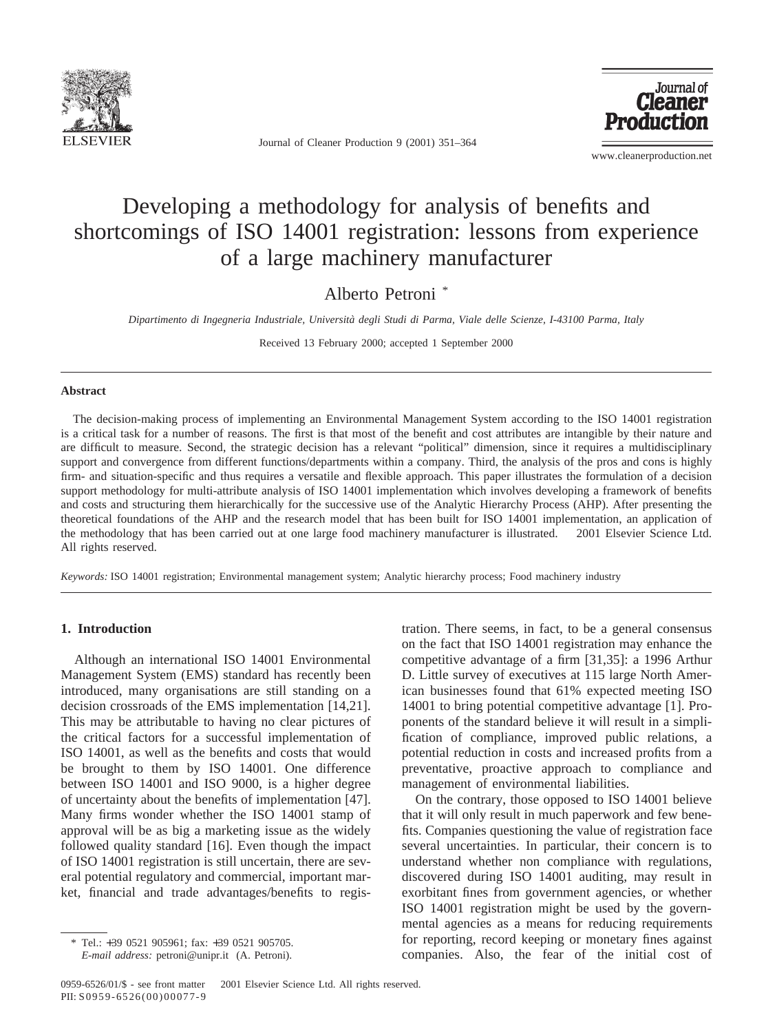# Developing a methodology for analysis of benefits and shortcomings of ISO 14001 registration: lessons from experience of a large machinery manufacturer

Alberto Petroni [*]

*Dipartimento di Ingegneria Industriale, Università degli Studi di Parma, Viale delle Scienze, I-43100 Parma, Italy*

Received 13 February 2000; accepted 1 September 2000

## Abstract

The decision-making process of implementing an Environmental Management System according to the ISO 14001 registration is a critical task for a number of reasons. The first is that most of the benefit and cost attributes are intangible by their nature and are difficult to measure. Second, the strategic decision has a relevant "political" dimension, since it requires a multidisciplinary support and convergence from different functions/departments within a company. Third, the analysis of the pros and cons is highly firm- and situation-specific and thus requires a versatile and flexible approach. This paper illustrates the formulation of a decision support methodology for multi-attribute analysis of ISO 14001 implementation which involves developing a framework of benefits and costs and structuring them hierarchically for the successive use of the Analytic Hierarchy Process (AHP). After presenting the theoretical foundations of the AHP and the research model that has been built for ISO 14001 implementation, an application of the methodology that has been carried out at one large food machinery manufacturer is illustrated. 2001 Elsevier Science Ltd. All rights reserved.

*Keywords:* ISO 14001 registration; Environmental management system; Analytic hierarchy process; Food machinery industry

## 1. Introduction

Although an international ISO 14001 Environmental Management System (EMS) standard has recently been introduced, many organisations are still standing on a decision crossroads of the EMS implementation [14,21]. This may be attributable to having no clear pictures of the critical factors for a successful implementation of ISO 14001, as well as the benefits and costs that would be brought to them by ISO 14001. One difference between ISO 14001 and ISO 9000, is a higher degree of uncertainty about the benefits of implementation [47]. Many firms wonder whether the ISO 14001 stamp of approval will be as big a marketing issue as the widely followed quality standard [16]. Even though the impact of ISO 14001 registration is still uncertain, there are several potential regulatory and commercial, important market, financial and trade advantages/benefits to registration. There seems, in fact, to be a general consensus on the fact that ISO 14001 registration may enhance the competitive advantage of a firm [31,35]: a 1996 Arthur D. Little survey of executives at 115 large North American businesses found that 61% expected meeting ISO 14001 to bring potential competitive advantage [1]. Proponents of the standard believe it will result in a simplification of compliance, improved public relations, a potential reduction in costs and increased profits from a preventative, proactive approach to compliance and management of environmental liabilities.

On the contrary, those opposed to ISO 14001 believe that it will only result in much paperwork and few benefits. Companies questioning the value of registration face several uncertainties. In particular, their concern is to understand whether non compliance with regulations, discovered during ISO 14001 auditing, may result in exorbitant fines from government agencies, or whether ISO 14001 registration might be used by the governmental agencies as a means for reducing requirements for reporting, record keeping or monetary fines against companies. Also, the fear of the initial cost of

[*] Tel.: +39 0521 905961; fax: +39 0521 905705.
*E-mail address:* petroni@unipr.it (A. Petroni).

0959-6526/01/$ - see front matter 2001 Elsevier Science Ltd. All rights reserved.
PII: S0959-6526(00)00077-9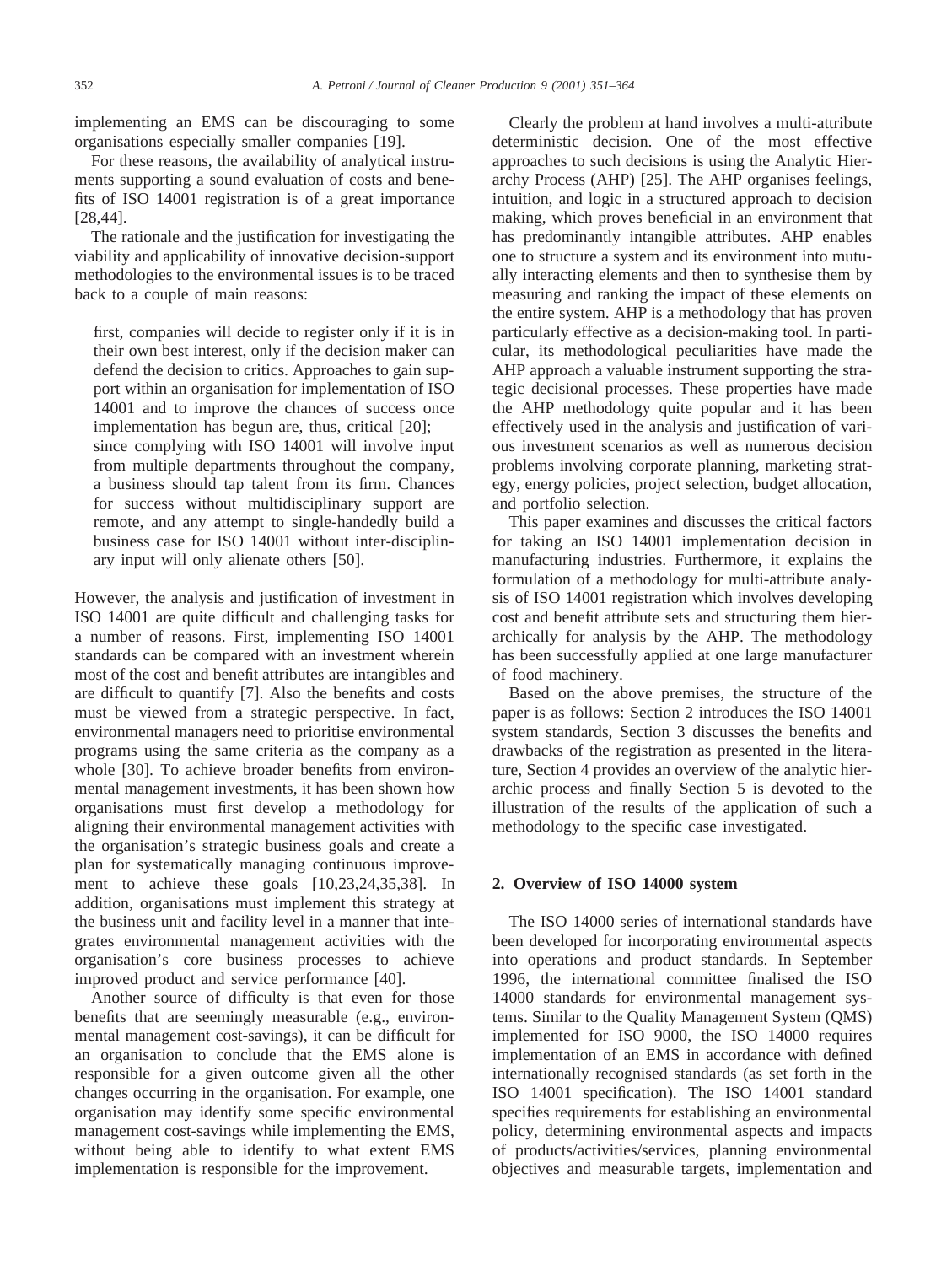implementing an EMS can be discouraging to some organisations especially smaller companies [19].

For these reasons, the availability of analytical instruments supporting a sound evaluation of costs and benefits of ISO 14001 registration is of a great importance [28,44].

The rationale and the justification for investigating the viability and applicability of innovative decision-support methodologies to the environmental issues is to be traced back to a couple of main reasons:

first, companies will decide to register only if it is in their own best interest, only if the decision maker can defend the decision to critics. Approaches to gain support within an organisation for implementation of ISO 14001 and to improve the chances of success once implementation has begun are, thus, critical [20];

since complying with ISO 14001 will involve input from multiple departments throughout the company, a business should tap talent from its firm. Chances for success without multidisciplinary support are remote, and any attempt to single-handedly build a business case for ISO 14001 without inter-disciplinary input will only alienate others [50].

However, the analysis and justification of investment in ISO 14001 are quite difficult and challenging tasks for a number of reasons. First, implementing ISO 14001 standards can be compared with an investment wherein most of the cost and benefit attributes are intangibles and are difficult to quantify [7]. Also the benefits and costs must be viewed from a strategic perspective. In fact, environmental managers need to prioritise environmental programs using the same criteria as the company as a whole [30]. To achieve broader benefits from environmental management investments, it has been shown how organisations must first develop a methodology for aligning their environmental management activities with the organisation's strategic business goals and create a plan for systematically managing continuous improvement to achieve these goals [10,23,24,35,38]. In addition, organisations must implement this strategy at the business unit and facility level in a manner that integrates environmental management activities with the organisation's core business processes to achieve improved product and service performance [40].

Another source of difficulty is that even for those benefits that are seemingly measurable (e.g., environmental management cost-savings), it can be difficult for an organisation to conclude that the EMS alone is responsible for a given outcome given all the other changes occurring in the organisation. For example, one organisation may identify some specific environmental management cost-savings while implementing the EMS, without being able to identify to what extent EMS implementation is responsible for the improvement.

Clearly the problem at hand involves a multi-attribute deterministic decision. One of the most effective approaches to such decisions is using the Analytic Hierarchy Process (AHP) [25]. The AHP organises feelings, intuition, and logic in a structured approach to decision making, which proves beneficial in an environment that has predominantly intangible attributes. AHP enables one to structure a system and its environment into mutually interacting elements and then to synthesise them by measuring and ranking the impact of these elements on the entire system. AHP is a methodology that has proven particularly effective as a decision-making tool. In particular, its methodological peculiarities have made the AHP approach a valuable instrument supporting the strategic decisional processes. These properties have made the AHP methodology quite popular and it has been effectively used in the analysis and justification of various investment scenarios as well as numerous decision problems involving corporate planning, marketing strategy, energy policies, project selection, budget allocation, and portfolio selection.

This paper examines and discusses the critical factors for taking an ISO 14001 implementation decision in manufacturing industries. Furthermore, it explains the formulation of a methodology for multi-attribute analysis of ISO 14001 registration which involves developing cost and benefit attribute sets and structuring them hierarchically for analysis by the AHP. The methodology has been successfully applied at one large manufacturer of food machinery.

Based on the above premises, the structure of the paper is as follows: Section 2 introduces the ISO 14001 system standards, Section 3 discusses the benefits and drawbacks of the registration as presented in the literature, Section 4 provides an overview of the analytic hierarchic process and finally Section 5 is devoted to the illustration of the results of the application of such a methodology to the specific case investigated.

## 2. Overview of ISO 14000 system

The ISO 14000 series of international standards have been developed for incorporating environmental aspects into operations and product standards. In September 1996, the international committee finalised the ISO 14000 standards for environmental management systems. Similar to the Quality Management System (QMS) implemented for ISO 9000, the ISO 14000 requires implementation of an EMS in accordance with defined internationally recognised standards (as set forth in the ISO 14001 specification). The ISO 14001 standard specifies requirements for establishing an environmental policy, determining environmental aspects and impacts of products/activities/services, planning environmental objectives and measurable targets, implementation and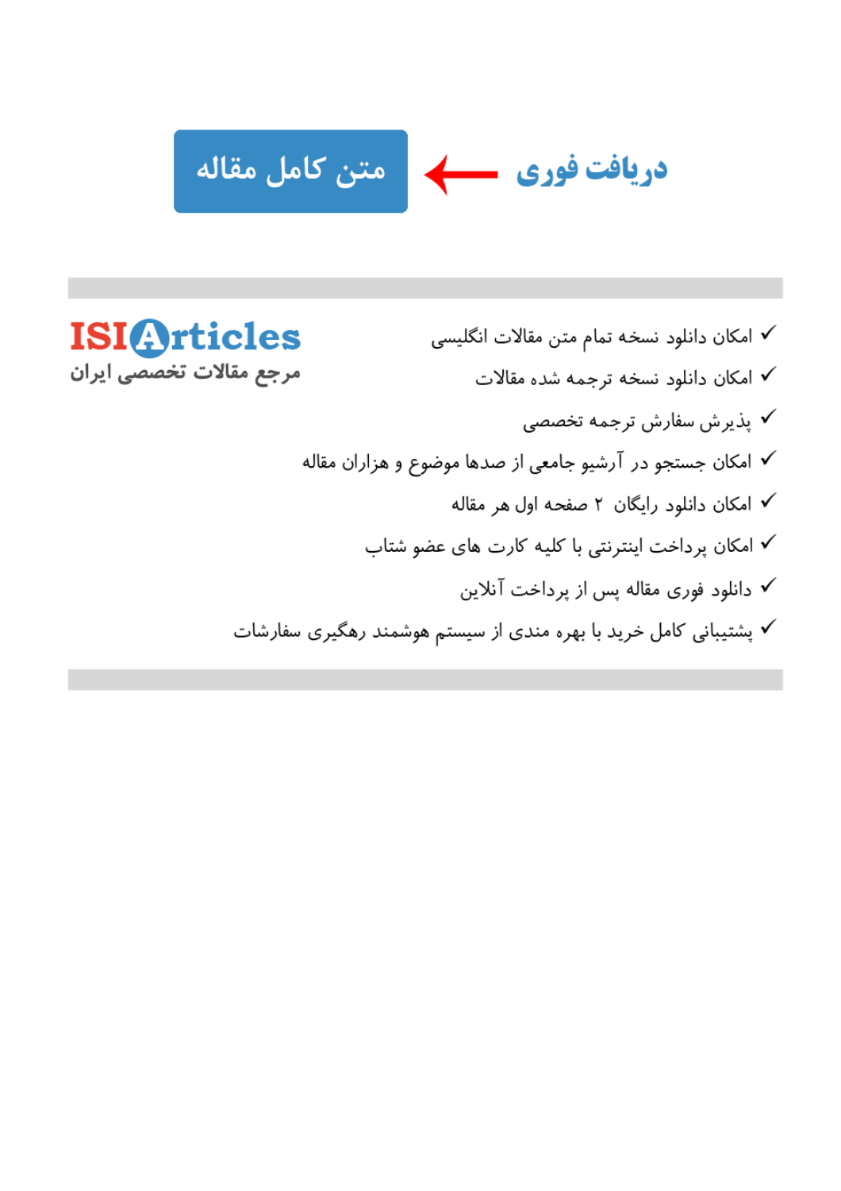دریافت فوری ← متن کامل مقاله

ISIArticles
مرجع مقالات تخصصی ایران

- ✓ امکان دانلود نسخه تمام متن مقالات انگلیسی
- ✓ امکان دانلود نسخه ترجمه شده مقالات
- ✓ پذیرش سفارش ترجمه تخصصی
- ✓ امکان جستجو در آرشیو جامعی از صدها موضوع و هزاران مقاله
- ✓ امکان دانلود رایگان ۲ صفحه اول هر مقاله
- ✓ امکان پرداخت اینترنتی با کلیه کارت های عضو شتاب
- ✓ دانلود فوری مقاله پس از پرداخت آنلاین
- ✓ پشتیبانی کامل خرید با بهره مندی از سیستم هوشمند رهگیری سفارشات